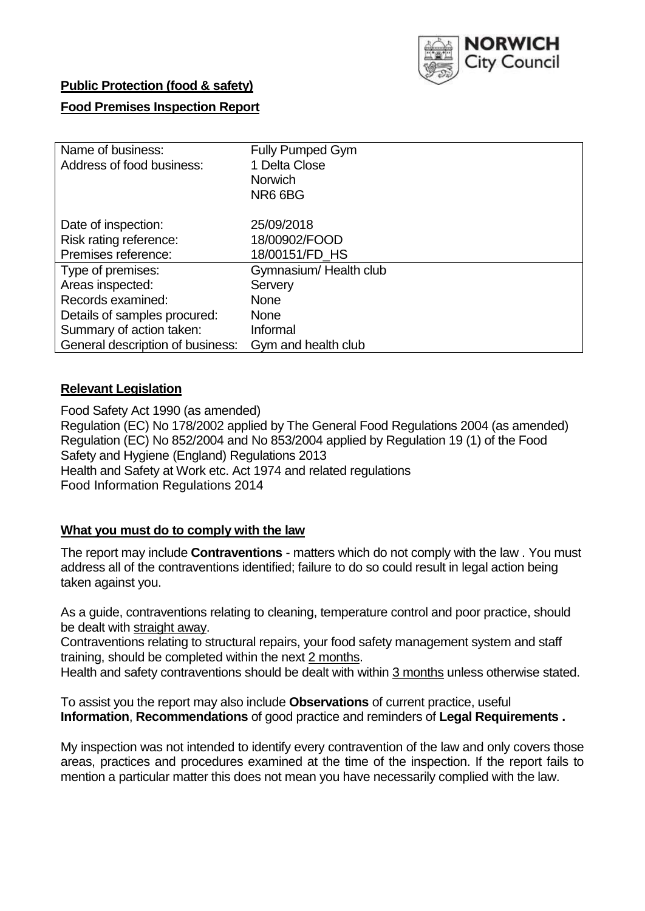NORWICH City Council

**Public Protection (food & safety)**

**Food Premises Inspection Report**

| | |
|---|---|
| Name of business: | Fully Pumped Gym |
| Address of food business: | 1 Delta Close<br>Norwich<br>NR6 6BG |
| Date of inspection: | 25/09/2018 |
| Risk rating reference: | 18/00902/FOOD |
| Premises reference: | 18/00151/FD_HS |
| Type of premises: | Gymnasium/ Health club |
| Areas inspected: | Servery |
| Records examined: | None |
| Details of samples procured: | None |
| Summary of action taken: | Informal |
| General description of business: | Gym and health club |

## Relevant Legislation

Food Safety Act 1990 (as amended)
Regulation (EC) No 178/2002 applied by The General Food Regulations 2004 (as amended)
Regulation (EC) No 852/2004 and No 853/2004 applied by Regulation 19 (1) of the Food Safety and Hygiene (England) Regulations 2013
Health and Safety at Work etc. Act 1974 and related regulations
Food Information Regulations 2014

## What you must do to comply with the law

The report may include **Contraventions** - matters which do not comply with the law . You must address all of the contraventions identified; failure to do so could result in legal action being taken against you.

As a guide, contraventions relating to cleaning, temperature control and poor practice, should be dealt with straight away.
Contraventions relating to structural repairs, your food safety management system and staff training, should be completed within the next 2 months.
Health and safety contraventions should be dealt with within 3 months unless otherwise stated.

To assist you the report may also include **Observations** of current practice, useful **Information**, **Recommendations** of good practice and reminders of **Legal Requirements .**

My inspection was not intended to identify every contravention of the law and only covers those areas, practices and procedures examined at the time of the inspection. If the report fails to mention a particular matter this does not mean you have necessarily complied with the law.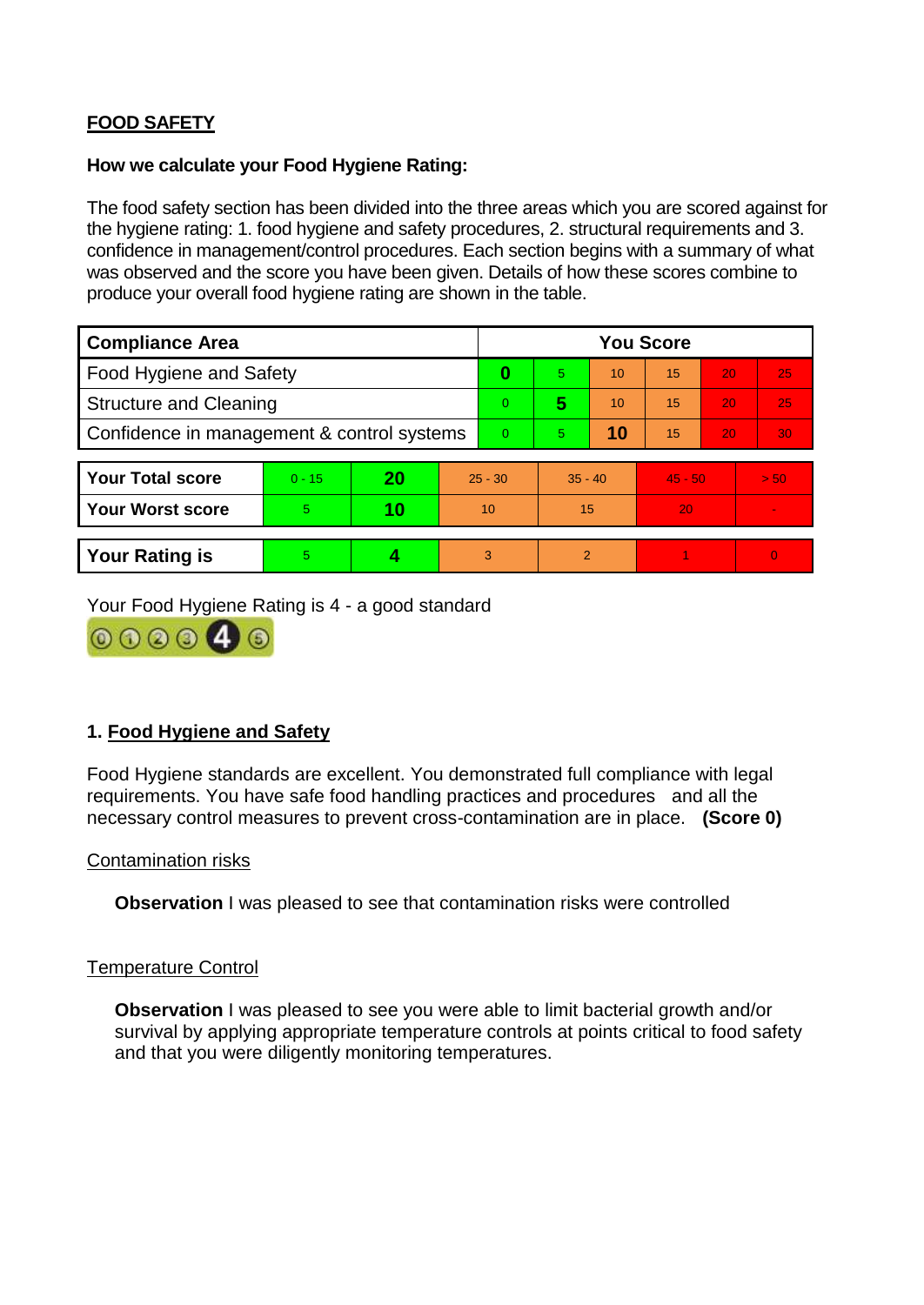## FOOD SAFETY

**How we calculate your Food Hygiene Rating:**

The food safety section has been divided into the three areas which you are scored against for the hygiene rating: 1. food hygiene and safety procedures, 2. structural requirements and 3. confidence in management/control procedures. Each section begins with a summary of what was observed and the score you have been given. Details of how these scores combine to produce your overall food hygiene rating are shown in the table.

| Compliance Area | You Score | | | | | |
|---|---|---|---|---|---|---|
| Food Hygiene and Safety | **0** | 5 | 10 | 15 | 20 | 25 |
| Structure and Cleaning | 0 | **5** | 10 | 15 | 20 | 25 |
| Confidence in management & control systems | 0 | 5 | **10** | 15 | 20 | 30 |

| | | | | | | |
|---|---|---|---|---|---|---|
| **Your Total score** | 0 - 15 | **20** | 25 - 30 | 35 - 40 | 45 - 50 | > 50 |
| **Your Worst score** | 5 | **10** | 10 | 15 | 20 | - |

| | | | | | | |
|---|---|---|---|---|---|---|
| **Your Rating is** | 5 | **4** | 3 | 2 | 1 | 0 |

Your Food Hygiene Rating is 4 - a good standard

### 1. Food Hygiene and Safety

Food Hygiene standards are excellent. You demonstrated full compliance with legal requirements. You have safe food handling practices and procedures and all the necessary control measures to prevent cross-contamination are in place. **(Score 0)**

Contamination risks

**Observation** I was pleased to see that contamination risks were controlled

Temperature Control

**Observation** I was pleased to see you were able to limit bacterial growth and/or survival by applying appropriate temperature controls at points critical to food safety and that you were diligently monitoring temperatures.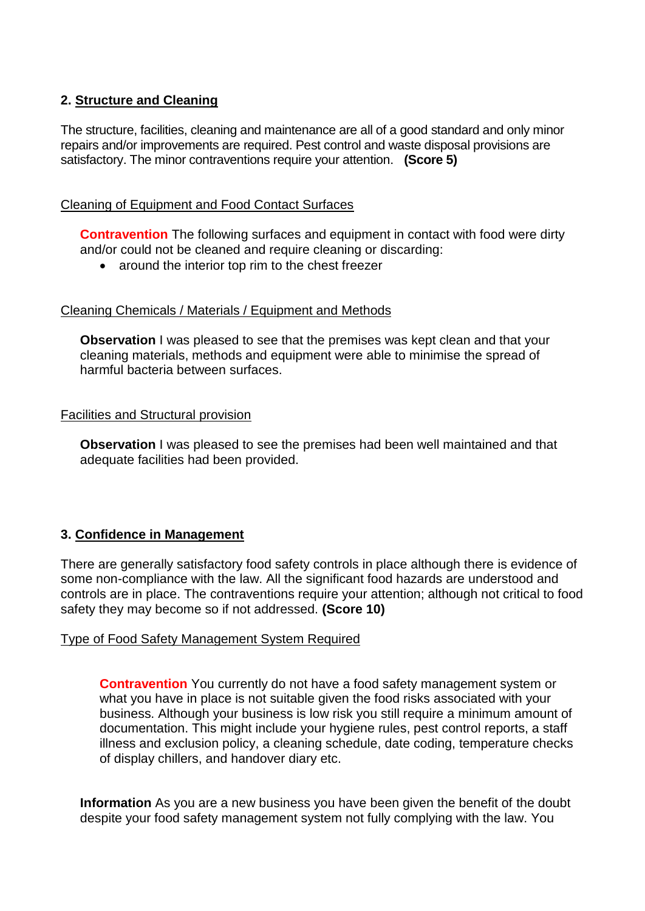## 2. Structure and Cleaning

The structure, facilities, cleaning and maintenance are all of a good standard and only minor repairs and/or improvements are required. Pest control and waste disposal provisions are satisfactory. The minor contraventions require your attention. **(Score 5)**

### Cleaning of Equipment and Food Contact Surfaces

**Contravention** The following surfaces and equipment in contact with food were dirty and/or could not be cleaned and require cleaning or discarding:

- around the interior top rim to the chest freezer

### Cleaning Chemicals / Materials / Equipment and Methods

**Observation** I was pleased to see that the premises was kept clean and that your cleaning materials, methods and equipment were able to minimise the spread of harmful bacteria between surfaces.

### Facilities and Structural provision

**Observation** I was pleased to see the premises had been well maintained and that adequate facilities had been provided.

## 3. Confidence in Management

There are generally satisfactory food safety controls in place although there is evidence of some non-compliance with the law. All the significant food hazards are understood and controls are in place. The contraventions require your attention; although not critical to food safety they may become so if not addressed. **(Score 10)**

### Type of Food Safety Management System Required

**Contravention** You currently do not have a food safety management system or what you have in place is not suitable given the food risks associated with your business. Although your business is low risk you still require a minimum amount of documentation. This might include your hygiene rules, pest control reports, a staff illness and exclusion policy, a cleaning schedule, date coding, temperature checks of display chillers, and handover diary etc.

**Information** As you are a new business you have been given the benefit of the doubt despite your food safety management system not fully complying with the law. You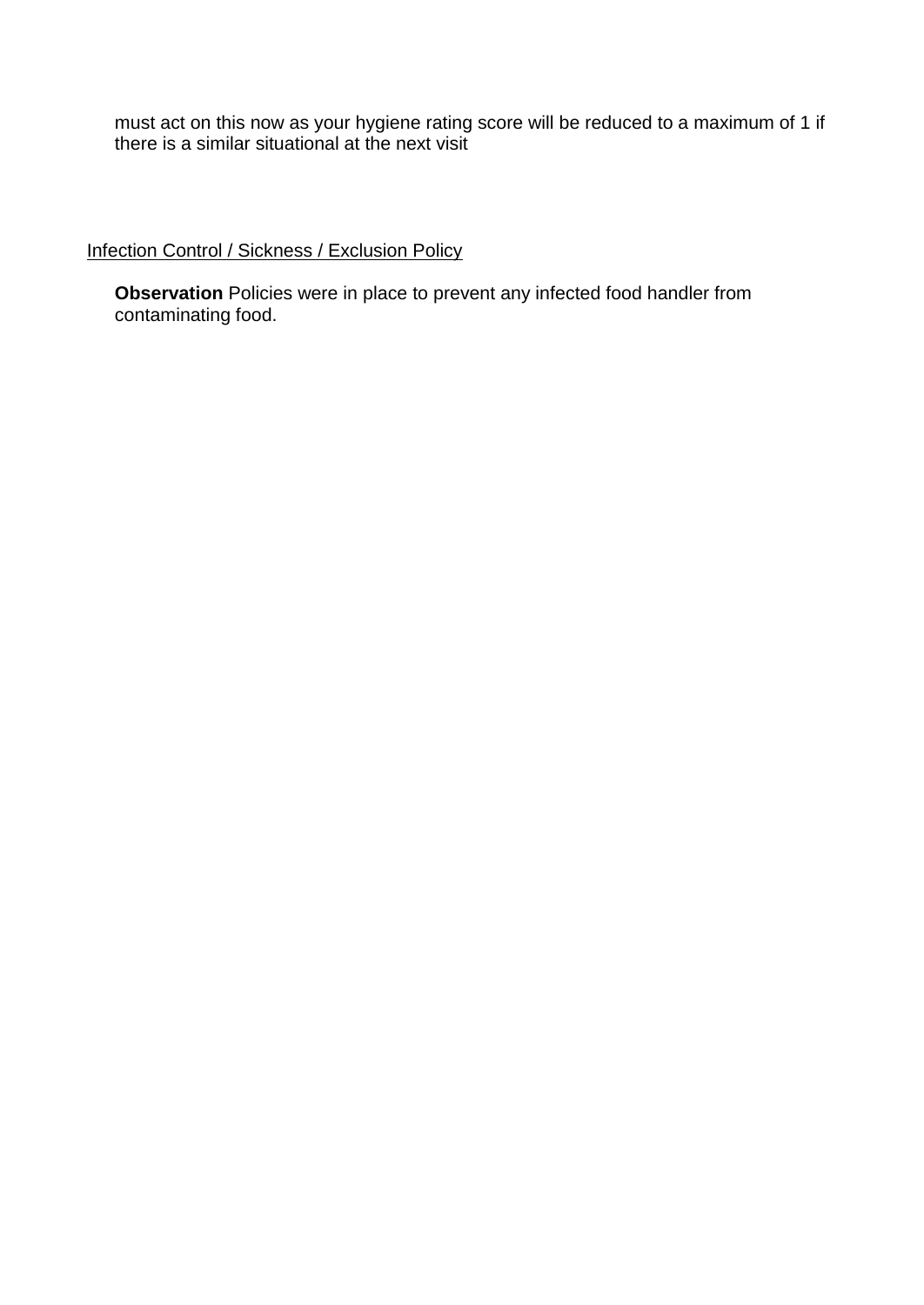must act on this now as your hygiene rating score will be reduced to a maximum of 1 if there is a similar situational at the next visit

Infection Control / Sickness / Exclusion Policy

**Observation** Policies were in place to prevent any infected food handler from contaminating food.